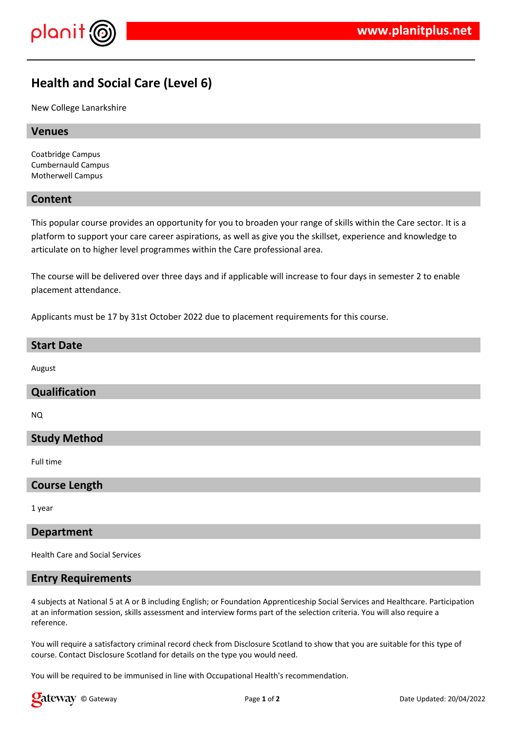# Health and Social Care (Level 6)

New College Lanarkshire

## Venues

Coatbridge Campus
Cumbernauld Campus
Motherwell Campus

## Content

This popular course provides an opportunity for you to broaden your range of skills within the Care sector. It is a platform to support your care career aspirations, as well as give you the skillset, experience and knowledge to articulate on to higher level programmes within the Care professional area.

The course will be delivered over three days and if applicable will increase to four days in semester 2 to enable placement attendance.

Applicants must be 17 by 31st October 2022 due to placement requirements for this course.

## Start Date

August

## Qualification

NQ

## Study Method

Full time

## Course Length

1 year

## Department

Health Care and Social Services

## Entry Requirements

4 subjects at National 5 at A or B including English; or Foundation Apprenticeship Social Services and Healthcare. Participation at an information session, skills assessment and interview forms part of the selection criteria. You will also require a reference.

You will require a satisfactory criminal record check from Disclosure Scotland to show that you are suitable for this type of course. Contact Disclosure Scotland for details on the type you would need.

You will be required to be immunised in line with Occupational Health's recommendation.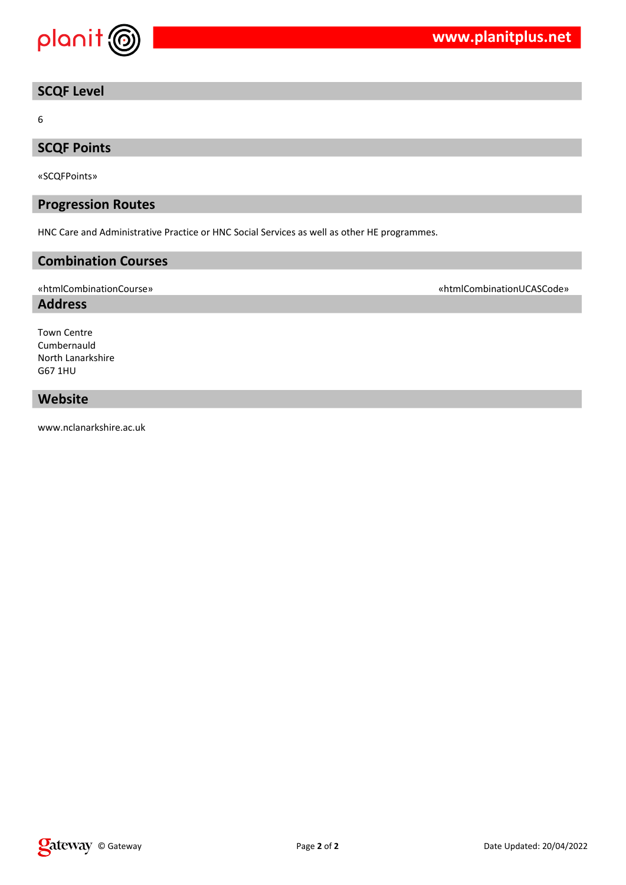## SCQF Level

6

## SCQF Points

«SCQFPoints»

## Progression Routes

HNC Care and Administrative Practice or HNC Social Services as well as other HE programmes.

## Combination Courses

«htmlCombinationCourse» «htmlCombinationUCASCode»

## Address

Town Centre
Cumbernauld
North Lanarkshire
G67 1HU

## Website

www.nclanarkshire.ac.uk